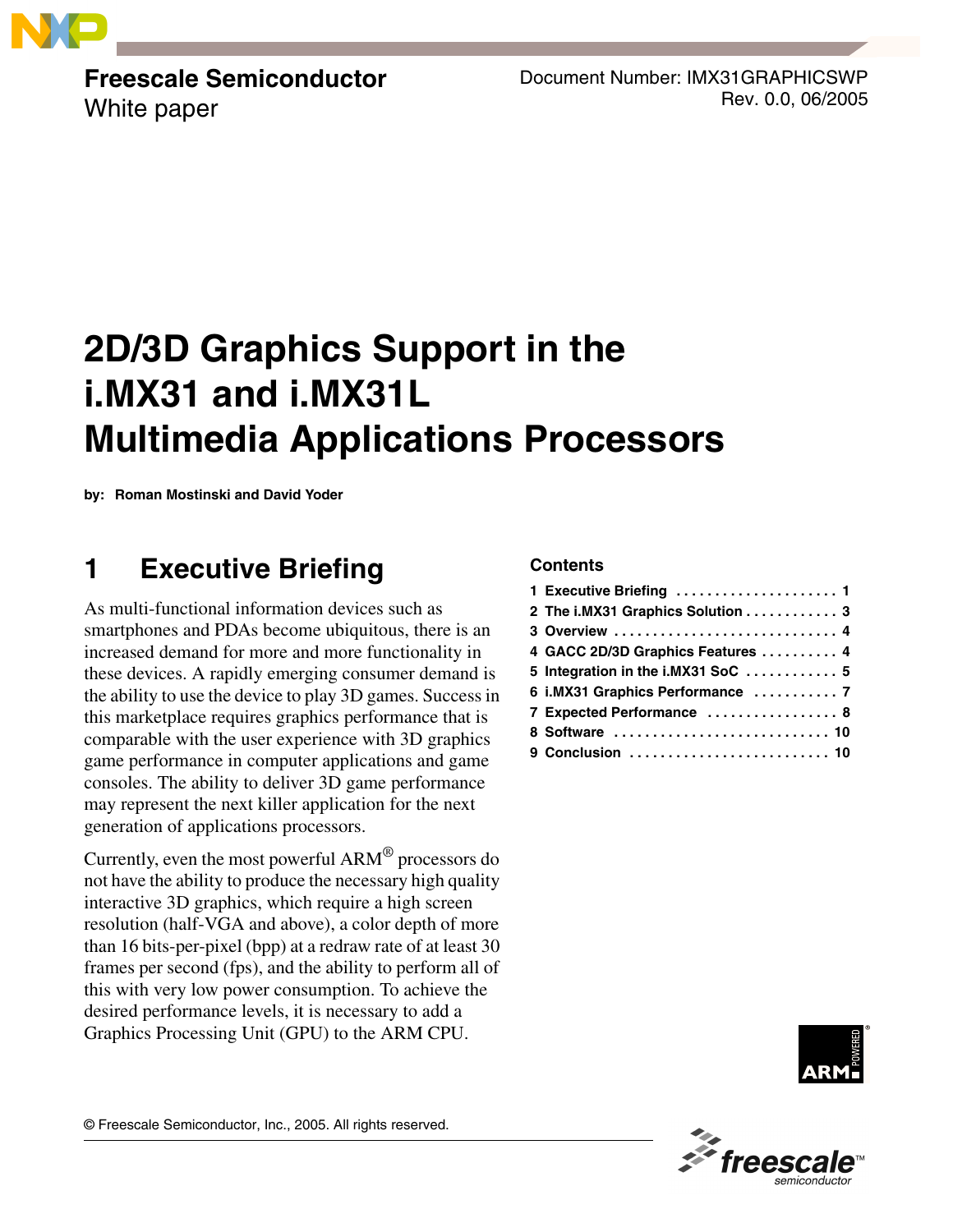**Freescale Semiconductor**
White paper

Document Number: IMX31GRAPHICSWP
Rev. 0.0, 06/2005

# 2D/3D Graphics Support in the i.MX31 and i.MX31L Multimedia Applications Processors

**by: Roman Mostinski and David Yoder**

**Contents**

1 Executive Briefing . . . . . 1
2 The i.MX31 Graphics Solution . . . . . 3
3 Overview . . . . . 4
4 GACC 2D/3D Graphics Features . . . . . 4
5 Integration in the i.MX31 SoC . . . . . 5
6 i.MX31 Graphics Performance . . . . . 7
7 Expected Performance . . . . . 8
8 Software . . . . . 10
9 Conclusion . . . . . 10

## 1 Executive Briefing

As multi-functional information devices such as smartphones and PDAs become ubiquitous, there is an increased demand for more and more functionality in these devices. A rapidly emerging consumer demand is the ability to use the device to play 3D games. Success in this marketplace requires graphics performance that is comparable with the user experience with 3D graphics game performance in computer applications and game consoles. The ability to deliver 3D game performance may represent the next killer application for the next generation of applications processors.

Currently, even the most powerful ARM® processors do not have the ability to produce the necessary high quality interactive 3D graphics, which require a high screen resolution (half-VGA and above), a color depth of more than 16 bits-per-pixel (bpp) at a redraw rate of at least 30 frames per second (fps), and the ability to perform all of this with very low power consumption. To achieve the desired performance levels, it is necessary to add a Graphics Processing Unit (GPU) to the ARM CPU.

© Freescale Semiconductor, Inc., 2005. All rights reserved.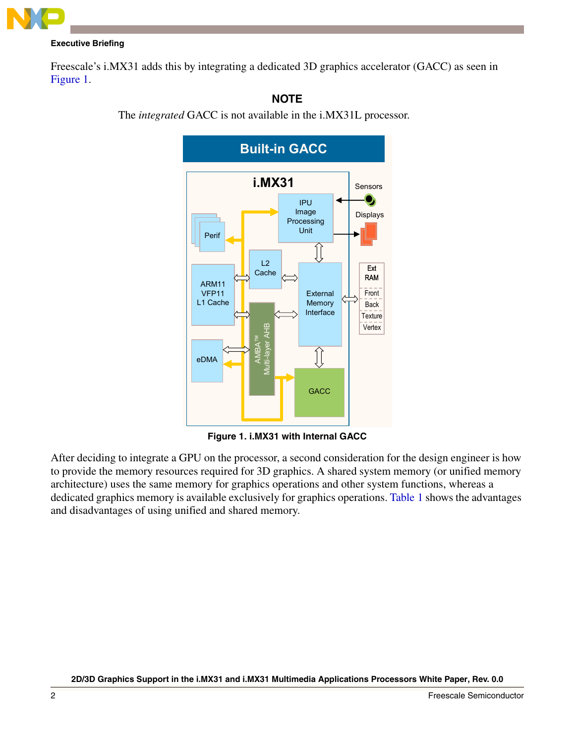Freescale's i.MX31 adds this by integrating a dedicated 3D graphics accelerator (GACC) as seen in Figure 1.

**NOTE**

The *integrated* GACC is not available in the i.MX31L processor.

**Figure 1. i.MX31 with Internal GACC**

After deciding to integrate a GPU on the processor, a second consideration for the design engineer is how to provide the memory resources required for 3D graphics. A shared system memory (or unified memory architecture) uses the same memory for graphics operations and other system functions, whereas a dedicated graphics memory is available exclusively for graphics operations. Table 1 shows the advantages and disadvantages of using unified and shared memory.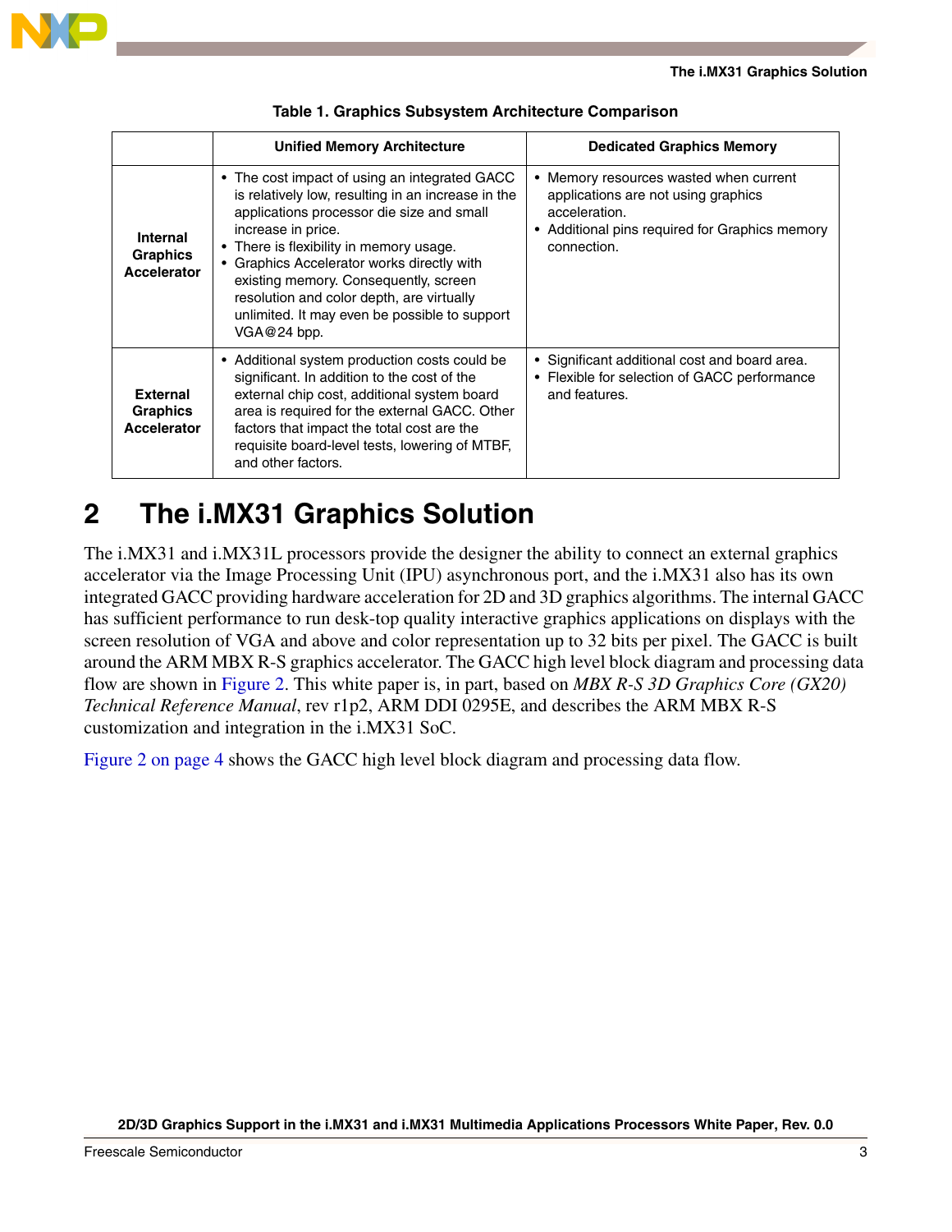**Table 1. Graphics Subsystem Architecture Comparison**

| | Unified Memory Architecture | Dedicated Graphics Memory |
|---|---|---|
| **Internal Graphics Accelerator** | • The cost impact of using an integrated GACC is relatively low, resulting in an increase in the applications processor die size and small increase in price.<br>• There is flexibility in memory usage.<br>• Graphics Accelerator works directly with existing memory. Consequently, screen resolution and color depth, are virtually unlimited. It may even be possible to support VGA@24 bpp. | • Memory resources wasted when current applications are not using graphics acceleration.<br>• Additional pins required for Graphics memory connection. |
| **External Graphics Accelerator** | • Additional system production costs could be significant. In addition to the cost of the external chip cost, additional system board area is required for the external GACC. Other factors that impact the total cost are the requisite board-level tests, lowering of MTBF, and other factors. | • Significant additional cost and board area.<br>• Flexible for selection of GACC performance and features. |

# 2 The i.MX31 Graphics Solution

The i.MX31 and i.MX31L processors provide the designer the ability to connect an external graphics accelerator via the Image Processing Unit (IPU) asynchronous port, and the i.MX31 also has its own integrated GACC providing hardware acceleration for 2D and 3D graphics algorithms. The internal GACC has sufficient performance to run desk-top quality interactive graphics applications on displays with the screen resolution of VGA and above and color representation up to 32 bits per pixel. The GACC is built around the ARM MBX R-S graphics accelerator. The GACC high level block diagram and processing data flow are shown in Figure 2. This white paper is, in part, based on *MBX R-S 3D Graphics Core (GX20) Technical Reference Manual*, rev r1p2, ARM DDI 0295E, and describes the ARM MBX R-S customization and integration in the i.MX31 SoC.

Figure 2 on page 4 shows the GACC high level block diagram and processing data flow.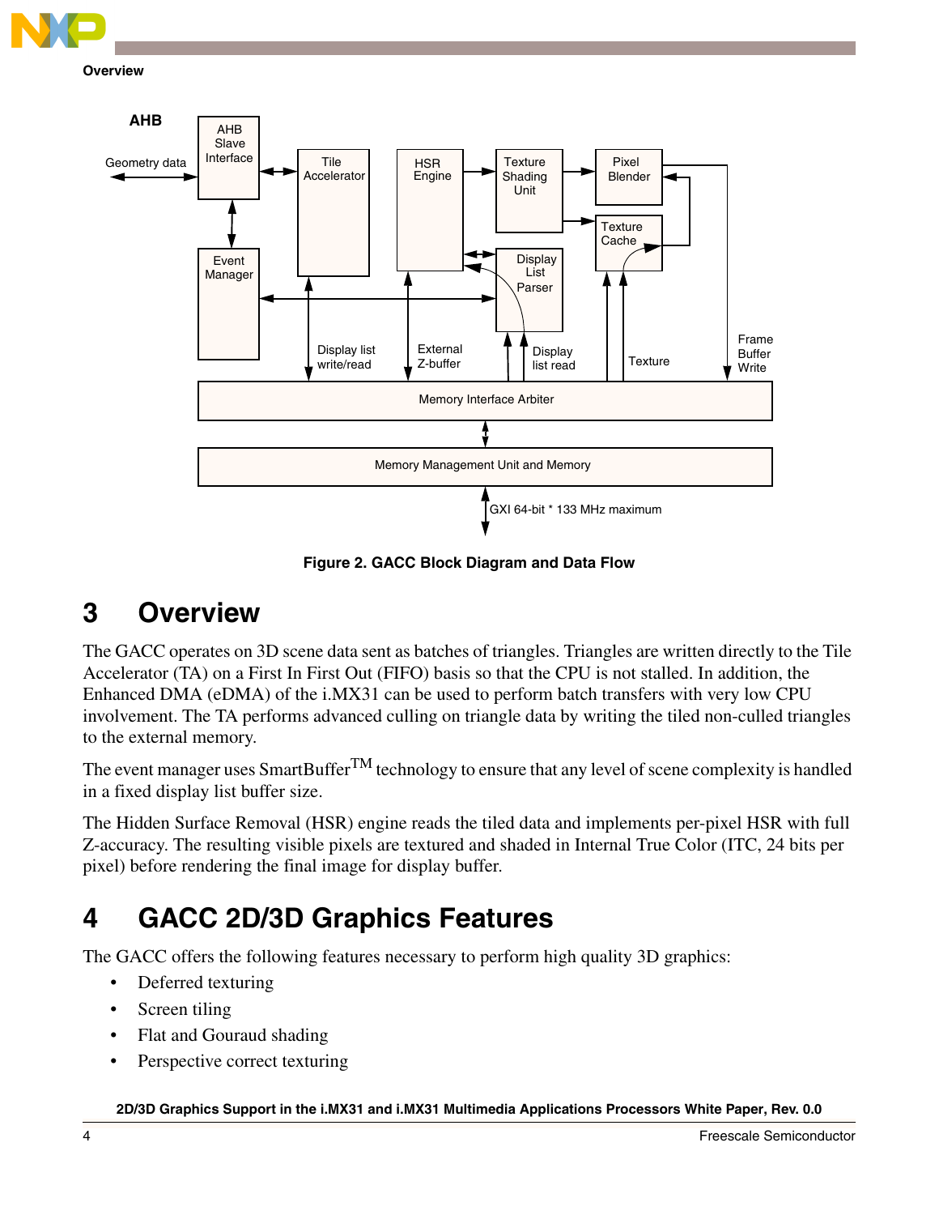Figure 2. GACC Block Diagram and Data Flow

# 3 Overview

The GACC operates on 3D scene data sent as batches of triangles. Triangles are written directly to the Tile Accelerator (TA) on a First In First Out (FIFO) basis so that the CPU is not stalled. In addition, the Enhanced DMA (eDMA) of the i.MX31 can be used to perform batch transfers with very low CPU involvement. The TA performs advanced culling on triangle data by writing the tiled non-culled triangles to the external memory.

The event manager uses SmartBuffer™ technology to ensure that any level of scene complexity is handled in a fixed display list buffer size.

The Hidden Surface Removal (HSR) engine reads the tiled data and implements per-pixel HSR with full Z-accuracy. The resulting visible pixels are textured and shaded in Internal True Color (ITC, 24 bits per pixel) before rendering the final image for display buffer.

# 4 GACC 2D/3D Graphics Features

The GACC offers the following features necessary to perform high quality 3D graphics:

- Deferred texturing
- Screen tiling
- Flat and Gouraud shading
- Perspective correct texturing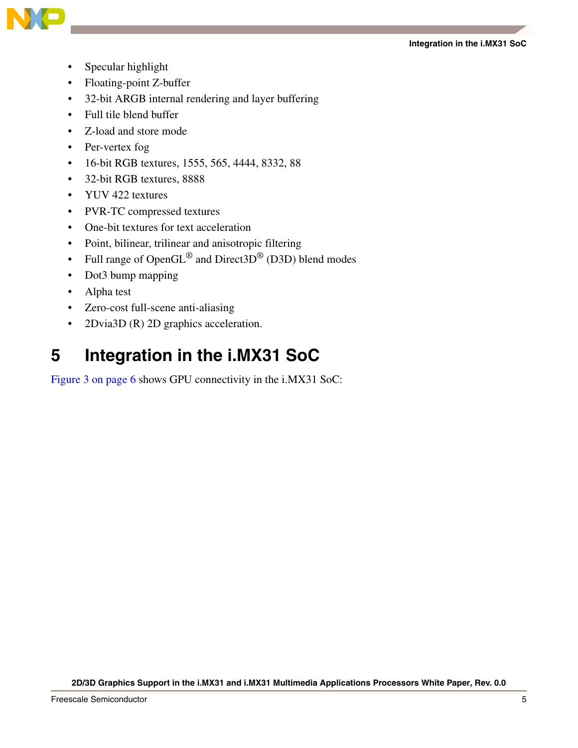- Specular highlight
- Floating-point Z-buffer
- 32-bit ARGB internal rendering and layer buffering
- Full tile blend buffer
- Z-load and store mode
- Per-vertex fog
- 16-bit RGB textures, 1555, 565, 4444, 8332, 88
- 32-bit RGB textures, 8888
- YUV 422 textures
- PVR-TC compressed textures
- One-bit textures for text acceleration
- Point, bilinear, trilinear and anisotropic filtering
- Full range of OpenGL® and Direct3D® (D3D) blend modes
- Dot3 bump mapping
- Alpha test
- Zero-cost full-scene anti-aliasing
- 2Dvia3D (R) 2D graphics acceleration.

# 5 Integration in the i.MX31 SoC

Figure 3 on page 6 shows GPU connectivity in the i.MX31 SoC: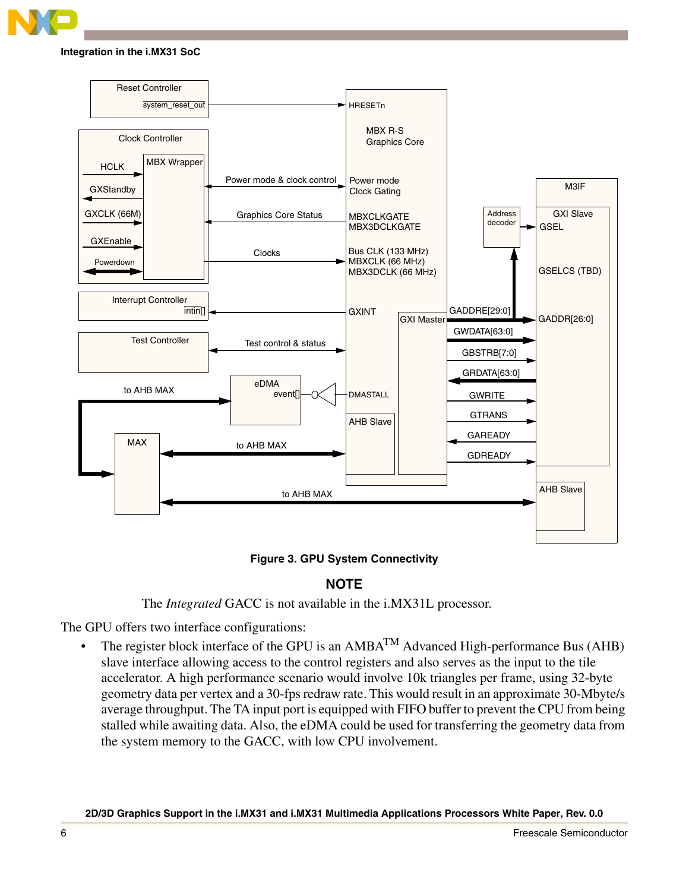Figure 3. GPU System Connectivity

**NOTE**

The *Integrated* GACC is not available in the i.MX31L processor.

The GPU offers two interface configurations:

- The register block interface of the GPU is an AMBA™ Advanced High-performance Bus (AHB) slave interface allowing access to the control registers and also serves as the input to the tile accelerator. A high performance scenario would involve 10k triangles per frame, using 32-byte geometry data per vertex and a 30-fps redraw rate. This would result in an approximate 30-Mbyte/s average throughput. The TA input port is equipped with FIFO buffer to prevent the CPU from being stalled while awaiting data. Also, the eDMA could be used for transferring the geometry data from the system memory to the GACC, with low CPU involvement.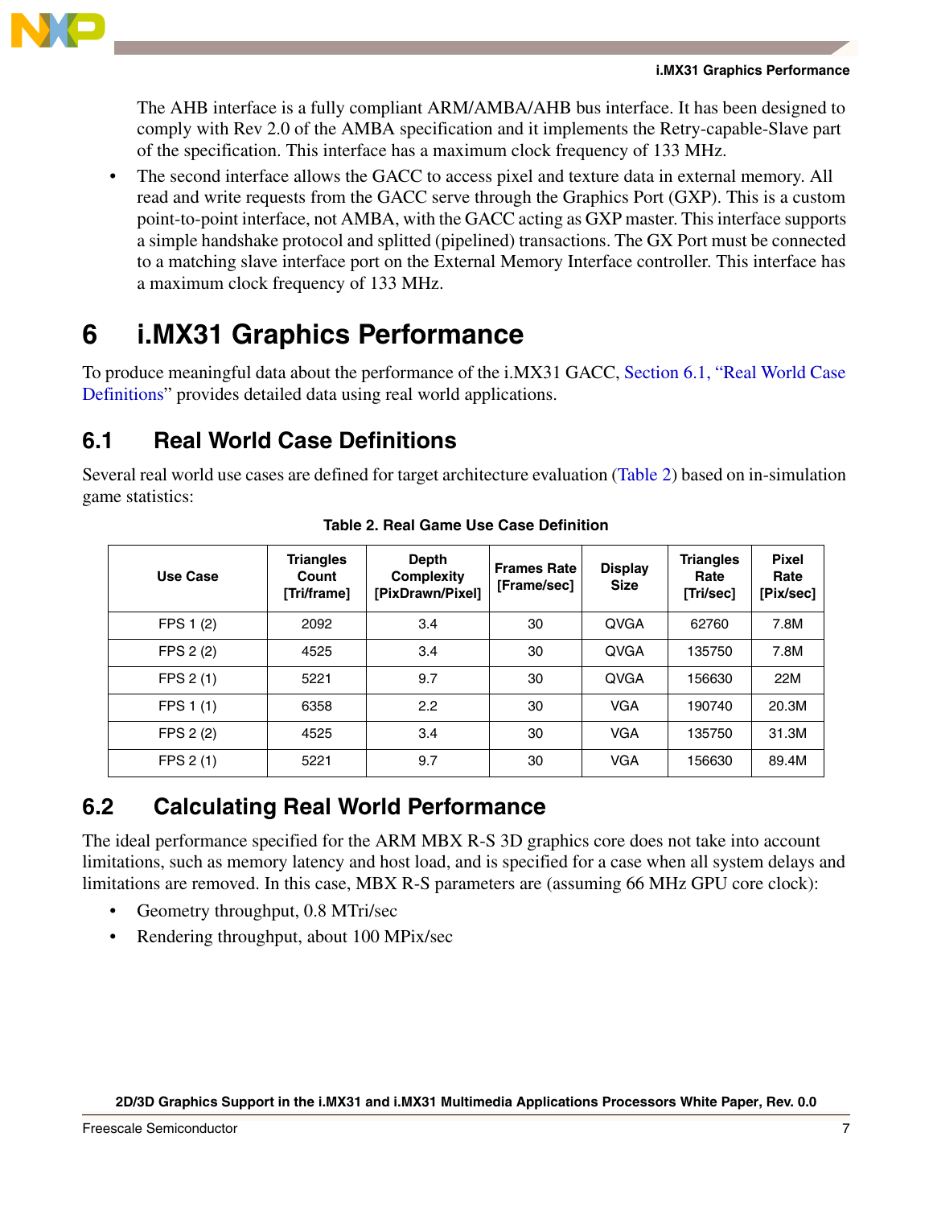The AHB interface is a fully compliant ARM/AMBA/AHB bus interface. It has been designed to comply with Rev 2.0 of the AMBA specification and it implements the Retry-capable-Slave part of the specification. This interface has a maximum clock frequency of 133 MHz.

- The second interface allows the GACC to access pixel and texture data in external memory. All read and write requests from the GACC serve through the Graphics Port (GXP). This is a custom point-to-point interface, not AMBA, with the GACC acting as GXP master. This interface supports a simple handshake protocol and splitted (pipelined) transactions. The GX Port must be connected to a matching slave interface port on the External Memory Interface controller. This interface has a maximum clock frequency of 133 MHz.

# 6 i.MX31 Graphics Performance

To produce meaningful data about the performance of the i.MX31 GACC, Section 6.1, "Real World Case Definitions" provides detailed data using real world applications.

## 6.1 Real World Case Definitions

Several real world use cases are defined for target architecture evaluation (Table 2) based on in-simulation game statistics:

**Table 2. Real Game Use Case Definition**

| Use Case | Triangles Count [Tri/frame] | Depth Complexity [PixDrawn/Pixel] | Frames Rate [Frame/sec] | Display Size | Triangles Rate [Tri/sec] | Pixel Rate [Pix/sec] |
|---|---|---|---|---|---|---|
| FPS 1 (2) | 2092 | 3.4 | 30 | QVGA | 62760 | 7.8M |
| FPS 2 (2) | 4525 | 3.4 | 30 | QVGA | 135750 | 7.8M |
| FPS 2 (1) | 5221 | 9.7 | 30 | QVGA | 156630 | 22M |
| FPS 1 (1) | 6358 | 2.2 | 30 | VGA | 190740 | 20.3M |
| FPS 2 (2) | 4525 | 3.4 | 30 | VGA | 135750 | 31.3M |
| FPS 2 (1) | 5221 | 9.7 | 30 | VGA | 156630 | 89.4M |

## 6.2 Calculating Real World Performance

The ideal performance specified for the ARM MBX R-S 3D graphics core does not take into account limitations, such as memory latency and host load, and is specified for a case when all system delays and limitations are removed. In this case, MBX R-S parameters are (assuming 66 MHz GPU core clock):

- Geometry throughput, 0.8 MTri/sec
- Rendering throughput, about 100 MPix/sec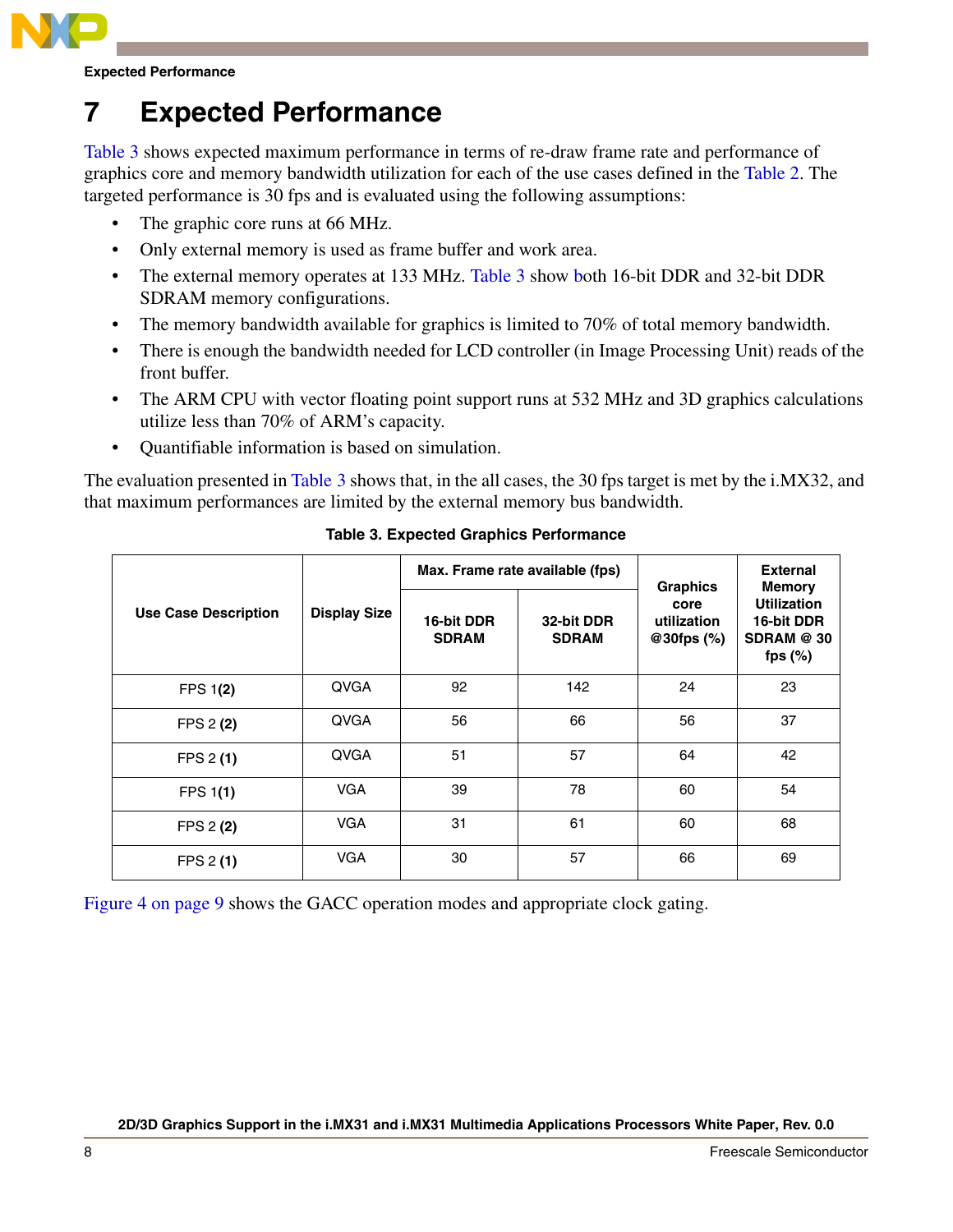# 7 Expected Performance

Table 3 shows expected maximum performance in terms of re-draw frame rate and performance of graphics core and memory bandwidth utilization for each of the use cases defined in the Table 2. The targeted performance is 30 fps and is evaluated using the following assumptions:

- The graphic core runs at 66 MHz.
- Only external memory is used as frame buffer and work area.
- The external memory operates at 133 MHz. Table 3 show both 16-bit DDR and 32-bit DDR SDRAM memory configurations.
- The memory bandwidth available for graphics is limited to 70% of total memory bandwidth.
- There is enough the bandwidth needed for LCD controller (in Image Processing Unit) reads of the front buffer.
- The ARM CPU with vector floating point support runs at 532 MHz and 3D graphics calculations utilize less than 70% of ARM's capacity.
- Quantifiable information is based on simulation.

The evaluation presented in Table 3 shows that, in the all cases, the 30 fps target is met by the i.MX32, and that maximum performances are limited by the external memory bus bandwidth.

**Table 3. Expected Graphics Performance**

| Use Case Description | Display Size | Max. Frame rate available (fps) | | Graphics core utilization @30fps (%) | External Memory Utilization 16-bit DDR SDRAM @ 30 fps (%) |
|---|---|---|---|---|---|
| | | 16-bit DDR SDRAM | 32-bit DDR SDRAM | | |
| FPS 1**(2)** | QVGA | 92 | 142 | 24 | 23 |
| FPS 2 **(2)** | QVGA | 56 | 66 | 56 | 37 |
| FPS 2 **(1)** | QVGA | 51 | 57 | 64 | 42 |
| FPS 1**(1)** | VGA | 39 | 78 | 60 | 54 |
| FPS 2 **(2)** | VGA | 31 | 61 | 60 | 68 |
| FPS 2 **(1)** | VGA | 30 | 57 | 66 | 69 |

Figure 4 on page 9 shows the GACC operation modes and appropriate clock gating.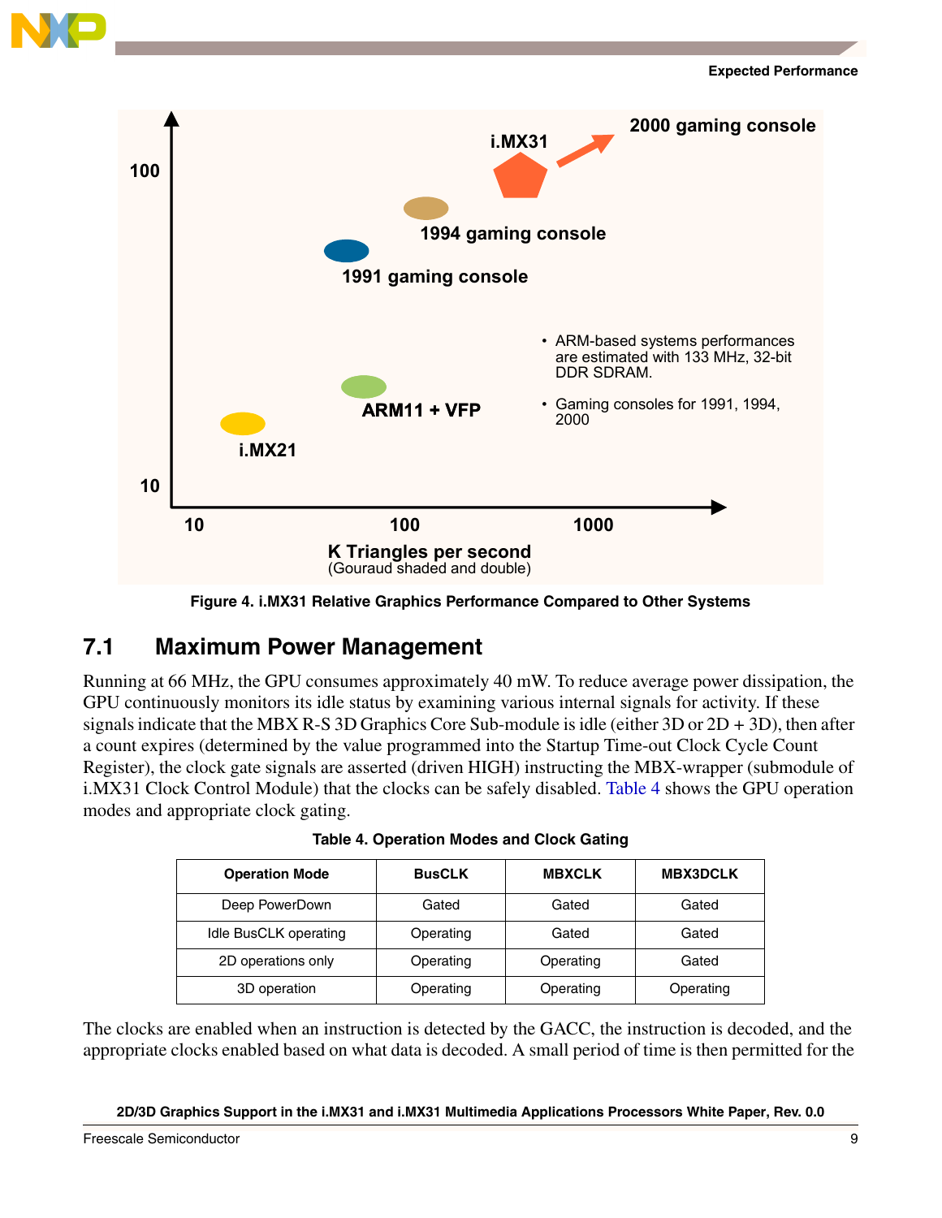Figure 4. i.MX31 Relative Graphics Performance Compared to Other Systems

## 7.1 Maximum Power Management

Running at 66 MHz, the GPU consumes approximately 40 mW. To reduce average power dissipation, the GPU continuously monitors its idle status by examining various internal signals for activity. If these signals indicate that the MBX R-S 3D Graphics Core Sub-module is idle (either 3D or 2D + 3D), then after a count expires (determined by the value programmed into the Startup Time-out Clock Cycle Count Register), the clock gate signals are asserted (driven HIGH) instructing the MBX-wrapper (submodule of i.MX31 Clock Control Module) that the clocks can be safely disabled. Table 4 shows the GPU operation modes and appropriate clock gating.

**Table 4. Operation Modes and Clock Gating**

| Operation Mode | BusCLK | MBXCLK | MBX3DCLK |
|---|---|---|---|
| Deep PowerDown | Gated | Gated | Gated |
| Idle BusCLK operating | Operating | Gated | Gated |
| 2D operations only | Operating | Operating | Gated |
| 3D operation | Operating | Operating | Operating |

The clocks are enabled when an instruction is detected by the GACC, the instruction is decoded, and the appropriate clocks enabled based on what data is decoded. A small period of time is then permitted for the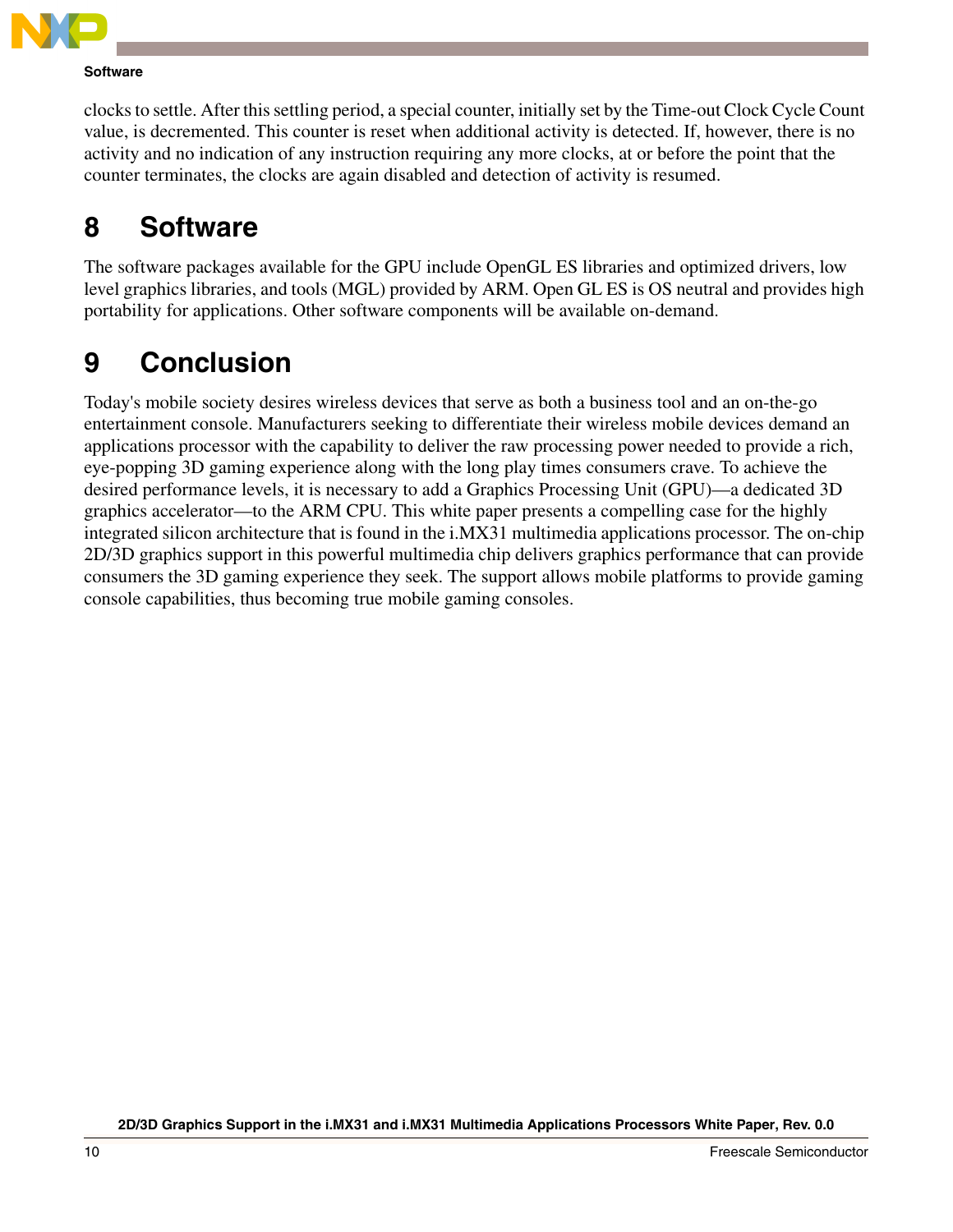clocks to settle. After this settling period, a special counter, initially set by the Time-out Clock Cycle Count value, is decremented. This counter is reset when additional activity is detected. If, however, there is no activity and no indication of any instruction requiring any more clocks, at or before the point that the counter terminates, the clocks are again disabled and detection of activity is resumed.

# 8 Software

The software packages available for the GPU include OpenGL ES libraries and optimized drivers, low level graphics libraries, and tools (MGL) provided by ARM. Open GL ES is OS neutral and provides high portability for applications. Other software components will be available on-demand.

# 9 Conclusion

Today's mobile society desires wireless devices that serve as both a business tool and an on-the-go entertainment console. Manufacturers seeking to differentiate their wireless mobile devices demand an applications processor with the capability to deliver the raw processing power needed to provide a rich, eye-popping 3D gaming experience along with the long play times consumers crave. To achieve the desired performance levels, it is necessary to add a Graphics Processing Unit (GPU)—a dedicated 3D graphics accelerator—to the ARM CPU. This white paper presents a compelling case for the highly integrated silicon architecture that is found in the i.MX31 multimedia applications processor. The on-chip 2D/3D graphics support in this powerful multimedia chip delivers graphics performance that can provide consumers the 3D gaming experience they seek. The support allows mobile platforms to provide gaming console capabilities, thus becoming true mobile gaming consoles.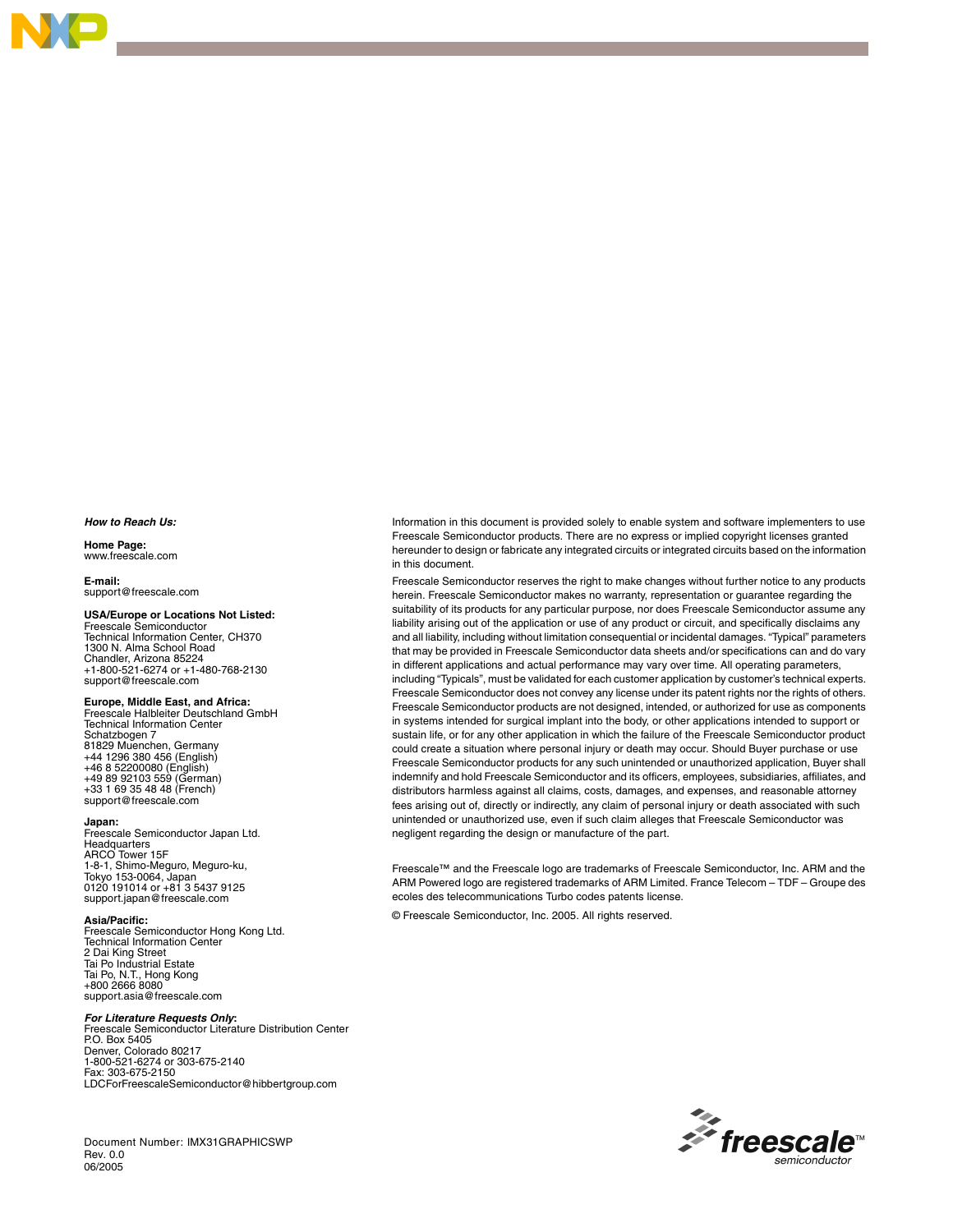***How to Reach Us:***

**Home Page:**
www.freescale.com

**E-mail:**
support@freescale.com

**USA/Europe or Locations Not Listed:**
Freescale Semiconductor
Technical Information Center, CH370
1300 N. Alma School Road
Chandler, Arizona 85224
+1-800-521-6274 or +1-480-768-2130
support@freescale.com

**Europe, Middle East, and Africa:**
Freescale Halbleiter Deutschland GmbH
Technical Information Center
Schatzbogen 7
81829 Muenchen, Germany
+44 1296 380 456 (English)
+46 8 52200080 (English)
+49 89 92103 559 (German)
+33 1 69 35 48 48 (French)
support@freescale.com

**Japan:**
Freescale Semiconductor Japan Ltd.
Headquarters
ARCO Tower 15F
1-8-1, Shimo-Meguro, Meguro-ku,
Tokyo 153-0064, Japan
0120 191014 or +81 3 5437 9125
support.japan@freescale.com

**Asia/Pacific:**
Freescale Semiconductor Hong Kong Ltd.
Technical Information Center
2 Dai King Street
Tai Po Industrial Estate
Tai Po, N.T., Hong Kong
+800 2666 8080
support.asia@freescale.com

***For Literature Requests Only*:**
Freescale Semiconductor Literature Distribution Center
P.O. Box 5405
Denver, Colorado 80217
1-800-521-6274 or 303-675-2140
Fax: 303-675-2150
LDCForFreescaleSemiconductor@hibbertgroup.com

Information in this document is provided solely to enable system and software implementers to use Freescale Semiconductor products. There are no express or implied copyright licenses granted hereunder to design or fabricate any integrated circuits or integrated circuits based on the information in this document.

Freescale Semiconductor reserves the right to make changes without further notice to any products herein. Freescale Semiconductor makes no warranty, representation or guarantee regarding the suitability of its products for any particular purpose, nor does Freescale Semiconductor assume any liability arising out of the application or use of any product or circuit, and specifically disclaims any and all liability, including without limitation consequential or incidental damages. "Typical" parameters that may be provided in Freescale Semiconductor data sheets and/or specifications can and do vary in different applications and actual performance may vary over time. All operating parameters, including "Typicals", must be validated for each customer application by customer's technical experts. Freescale Semiconductor does not convey any license under its patent rights nor the rights of others. Freescale Semiconductor products are not designed, intended, or authorized for use as components in systems intended for surgical implant into the body, or other applications intended to support or sustain life, or for any other application in which the failure of the Freescale Semiconductor product could create a situation where personal injury or death may occur. Should Buyer purchase or use Freescale Semiconductor products for any such unintended or unauthorized application, Buyer shall indemnify and hold Freescale Semiconductor and its officers, employees, subsidiaries, affiliates, and distributors harmless against all claims, costs, damages, and expenses, and reasonable attorney fees arising out of, directly or indirectly, any claim of personal injury or death associated with such unintended or unauthorized use, even if such claim alleges that Freescale Semiconductor was negligent regarding the design or manufacture of the part.

Freescale™ and the Freescale logo are trademarks of Freescale Semiconductor, Inc. ARM and the ARM Powered logo are registered trademarks of ARM Limited. France Telecom – TDF – Groupe des ecoles des telecommunications Turbo codes patents license.

© Freescale Semiconductor, Inc. 2005. All rights reserved.

Document Number: IMX31GRAPHICSWP
Rev. 0.0
06/2005